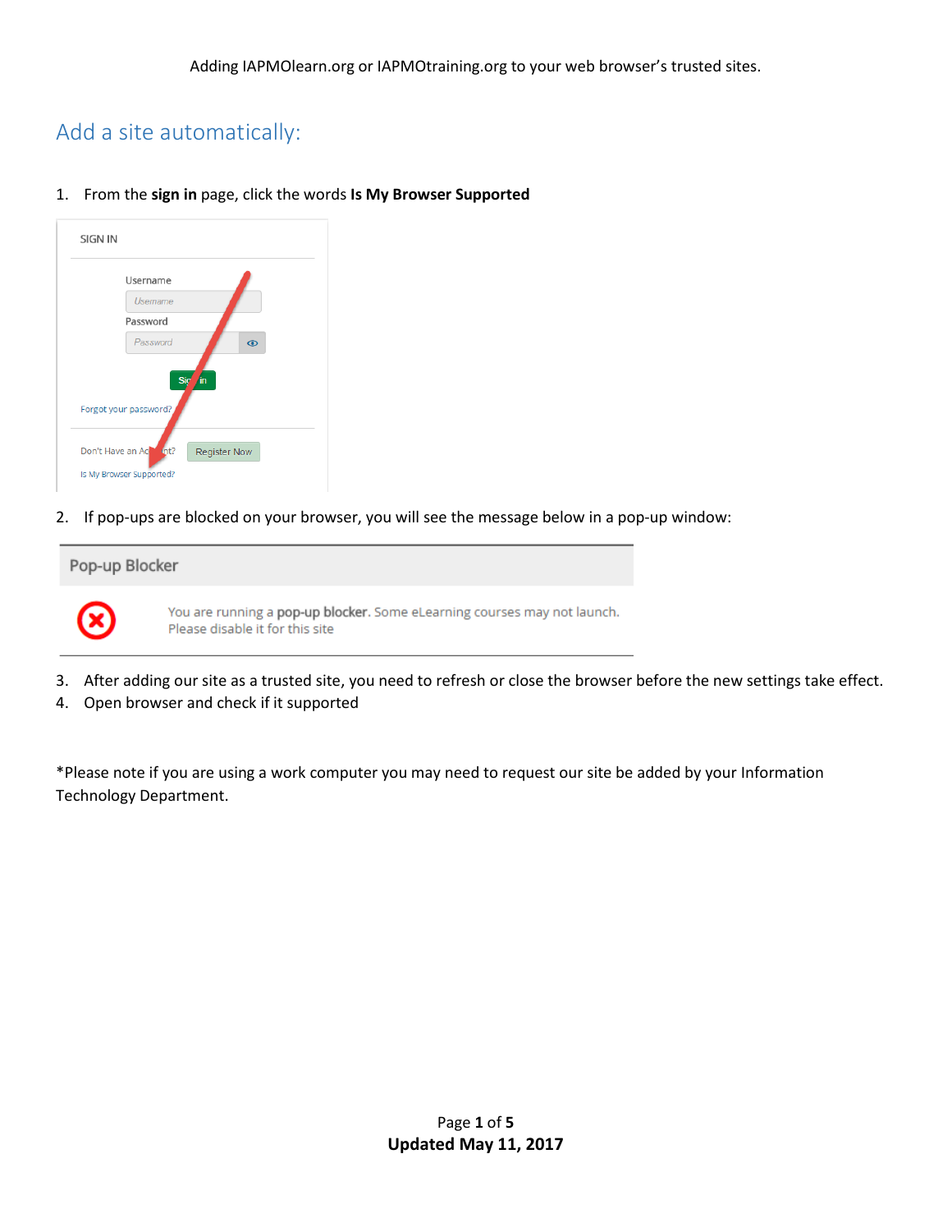Adding IAPMOlearn.org or IAPMOtraining.org to your web browser's trusted sites.

## Add a site automatically:

1. From the **sign in** page, click the words **Is My Browser Supported**

2. If pop-ups are blocked on your browser, you will see the message below in a pop-up window:

3. After adding our site as a trusted site, you need to refresh or close the browser before the new settings take effect.
4. Open browser and check if it supported

*Please note if you are using a work computer you may need to request our site be added by your Information Technology Department.

**Updated May 11, 2017**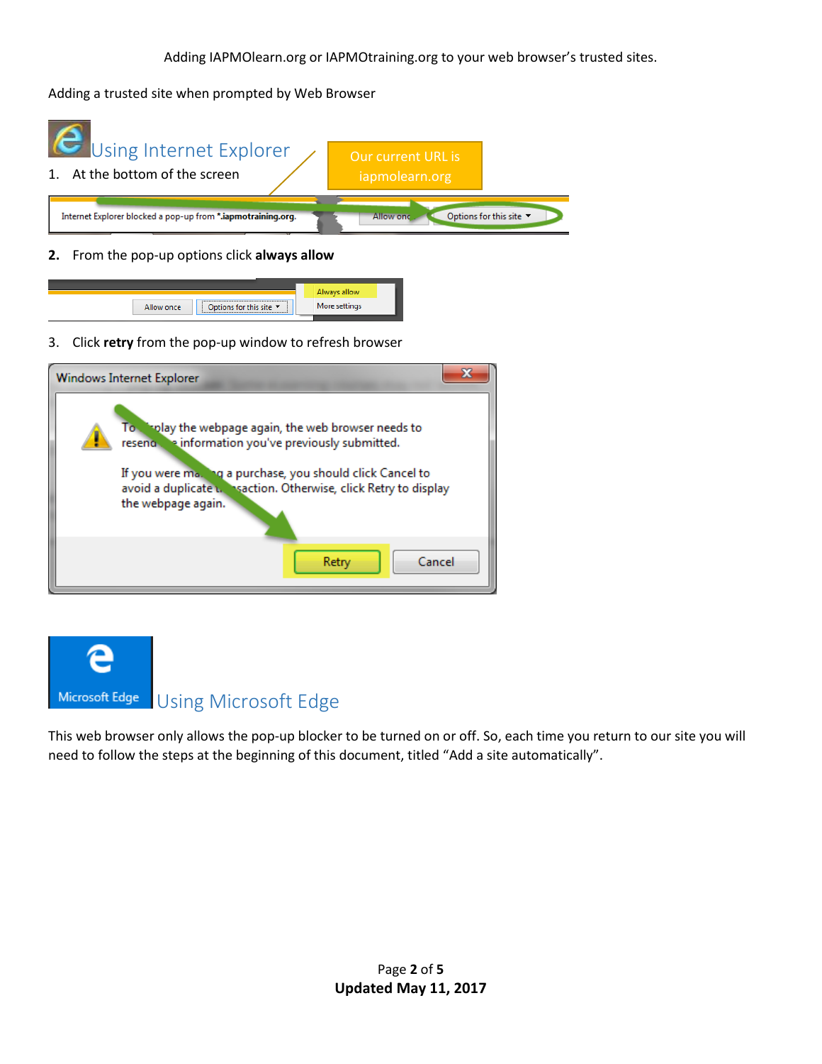Adding IAPMOlearn.org or IAPMOtraining.org to your web browser's trusted sites.

Adding a trusted site when prompted by Web Browser

## Using Internet Explorer

Our current URL is iapmolearn.org

1. At the bottom of the screen

2. From the pop-up options click **always allow**

3. Click **retry** from the pop-up window to refresh browser

## Using Microsoft Edge

This web browser only allows the pop-up blocker to be turned on or off. So, each time you return to our site you will need to follow the steps at the beginning of this document, titled "Add a site automatically".

**Updated May 11, 2017**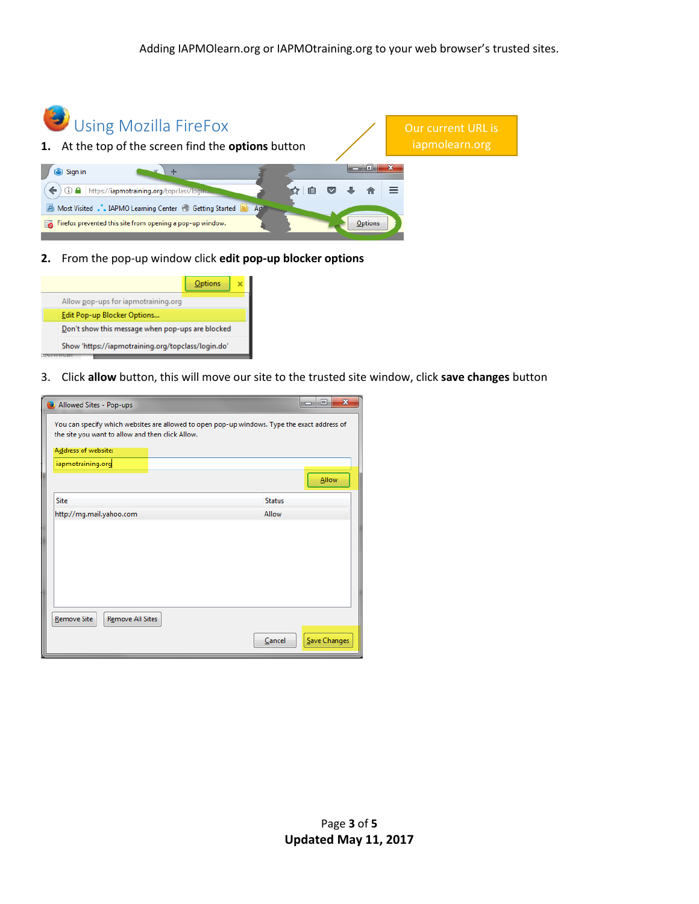Adding IAPMOlearn.org or IAPMOtraining.org to your web browser's trusted sites.

## Using Mozilla FireFox

Our current URL is iapmolearn.org

1. At the top of the screen find the **options** button

2. From the pop-up window click **edit pop-up blocker options**

3. Click **allow** button, this will move our site to the trusted site window, click **save changes** button

Updated May 11, 2017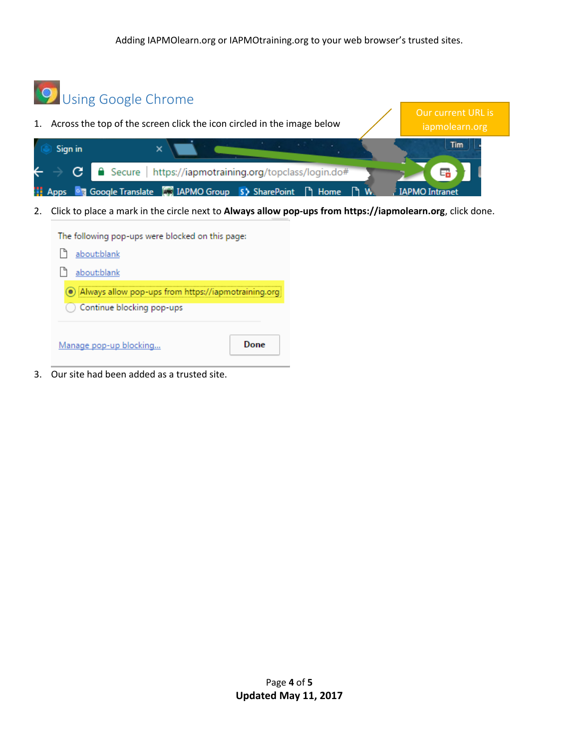Adding IAPMOlearn.org or IAPMOtraining.org to your web browser's trusted sites.

## Using Google Chrome

Our current URL is iapmolearn.org

1. Across the top of the screen click the icon circled in the image below
2. Click to place a mark in the circle next to **Always allow pop-ups from https://iapmolearn.org**, click done.
3. Our site had been added as a trusted site.

**Updated May 11, 2017**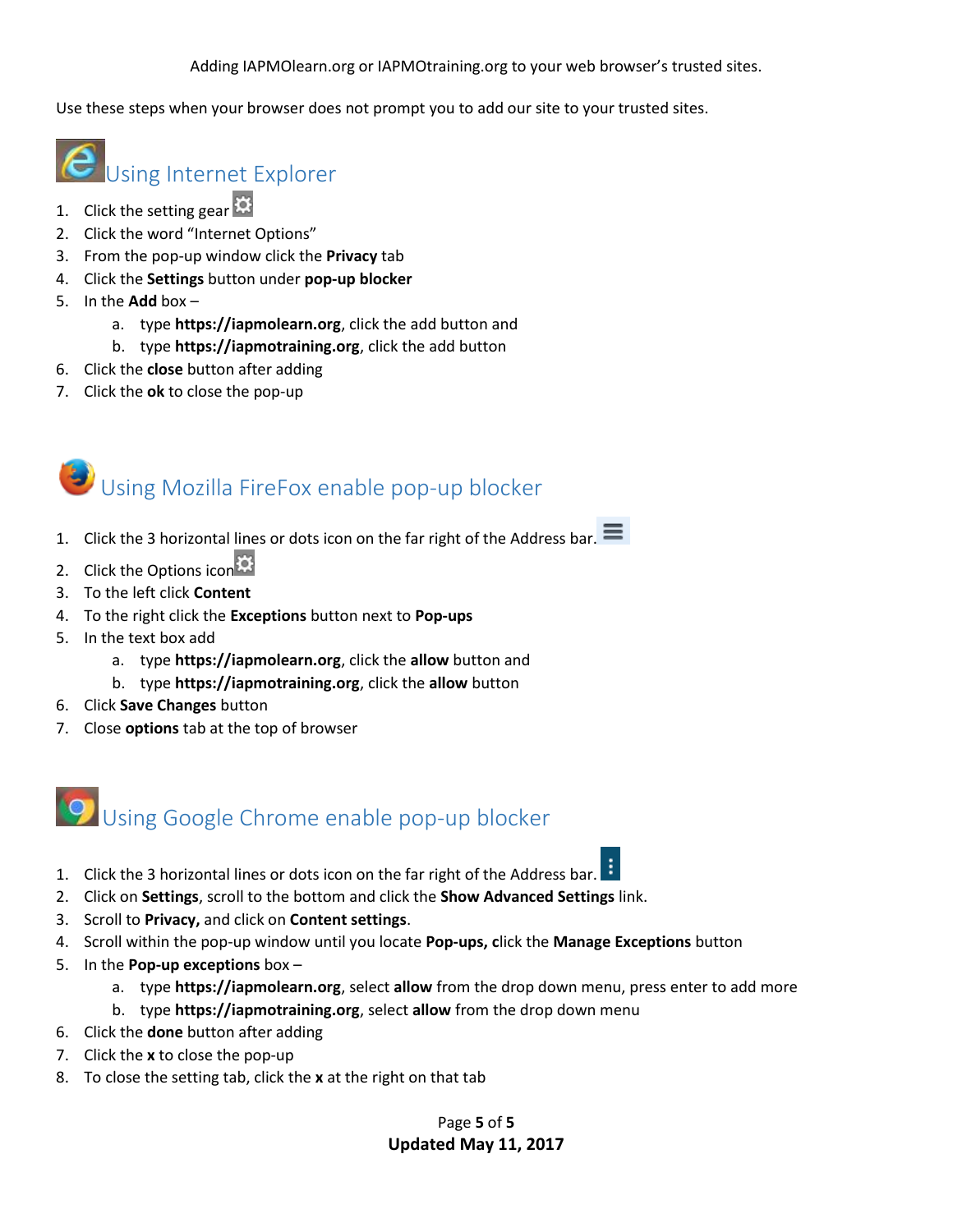Adding IAPMOlearn.org or IAPMOtraining.org to your web browser's trusted sites.

Use these steps when your browser does not prompt you to add our site to your trusted sites.

## Using Internet Explorer

1. Click the setting gear
2. Click the word "Internet Options"
3. From the pop-up window click the **Privacy** tab
4. Click the **Settings** button under **pop-up blocker**
5. In the **Add** box –
   a. type **https://iapmolearn.org**, click the add button and
   b. type **https://iapmotraining.org**, click the add button
6. Click the **close** button after adding
7. Click the **ok** to close the pop-up

## Using Mozilla FireFox enable pop-up blocker

1. Click the 3 horizontal lines or dots icon on the far right of the Address bar.
2. Click the Options icon
3. To the left click **Content**
4. To the right click the **Exceptions** button next to **Pop-ups**
5. In the text box add
   a. type **https://iapmolearn.org**, click the **allow** button and
   b. type **https://iapmotraining.org**, click the **allow** button
6. Click **Save Changes** button
7. Close **options** tab at the top of browser

## Using Google Chrome enable pop-up blocker

1. Click the 3 horizontal lines or dots icon on the far right of the Address bar.
2. Click on **Settings**, scroll to the bottom and click the **Show Advanced Settings** link.
3. Scroll to **Privacy,** and click on **Content settings**.
4. Scroll within the pop-up window until you locate **Pop-ups, c**lick the **Manage Exceptions** button
5. In the **Pop-up exceptions** box –
   a. type **https://iapmolearn.org**, select **allow** from the drop down menu, press enter to add more
   b. type **https://iapmotraining.org**, select **allow** from the drop down menu
6. Click the **done** button after adding
7. Click the **x** to close the pop-up
8. To close the setting tab, click the **x** at the right on that tab

**Updated May 11, 2017**